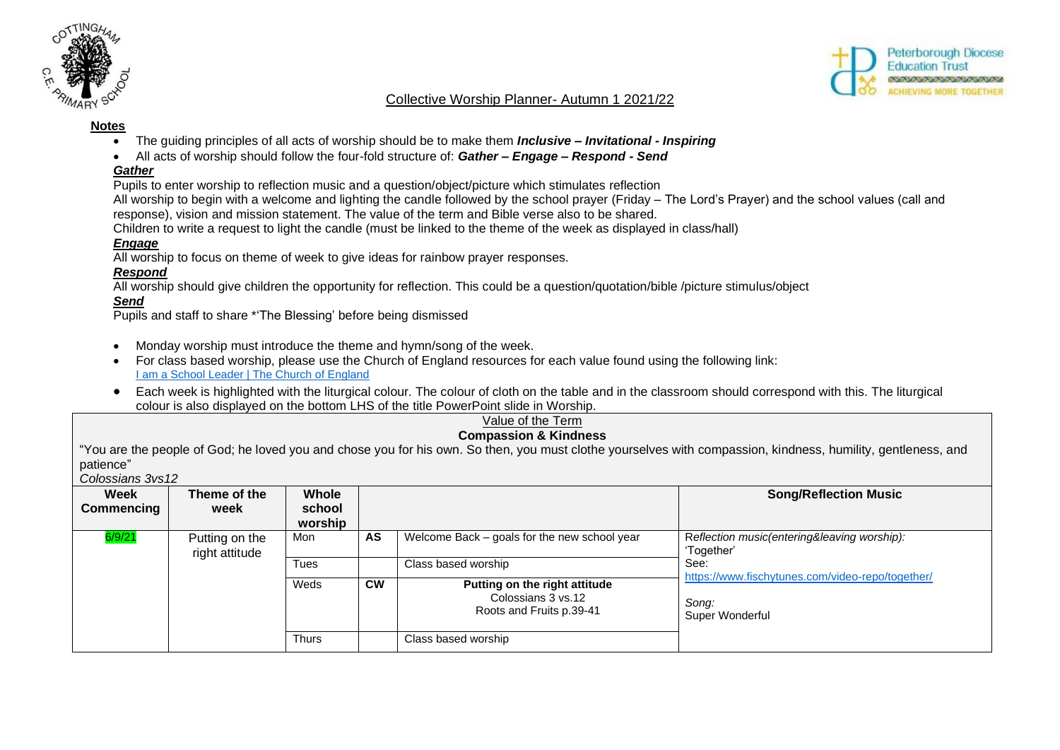Collective Worship Planner- Autumn 1 2021/22

**Notes**

- The guiding principles of all acts of worship should be to make them ***Inclusive – Invitational - Inspiring***
- All acts of worship should follow the four-fold structure of: ***Gather – Engage – Respond - Send***

***Gather***

Pupils to enter worship to reflection music and a question/object/picture which stimulates reflection

All worship to begin with a welcome and lighting the candle followed by the school prayer (Friday – The Lord's Prayer) and the school values (call and response), vision and mission statement. The value of the term and Bible verse also to be shared.

Children to write a request to light the candle (must be linked to the theme of the week as displayed in class/hall)

***Engage***

All worship to focus on theme of week to give ideas for rainbow prayer responses.

***Respond***

All worship should give children the opportunity for reflection. This could be a question/quotation/bible /picture stimulus/object

***Send***

Pupils and staff to share *'The Blessing' before being dismissed

- Monday worship must introduce the theme and hymn/song of the week.
- For class based worship, please use the Church of England resources for each value found using the following link: [I am a School Leader | The Church of England]
- Each week is highlighted with the liturgical colour. The colour of cloth on the table and in the classroom should correspond with this. The liturgical colour is also displayed on the bottom LHS of the title PowerPoint slide in Worship.

Value of the Term

**Compassion & Kindness**

"You are the people of God; he loved you and chose you for his own. So then, you must clothe yourselves with compassion, kindness, humility, gentleness, and patience"

*Colossians 3vs12*

| Week Commencing | Theme of the week | Whole school worship | | | Song/Reflection Music |
|---|---|---|---|---|---|
| 6/9/21 | Putting on the right attitude | Mon | AS | Welcome Back – goals for the new school year | *Reflection music(entering&leaving worship):* 'Together' See: https://www.fischytunes.com/video-repo/together/ *Song:* Super Wonderful |
| | | Tues | | Class based worship | |
| | | Weds | CW | **Putting on the right attitude** Colossians 3 vs.12 Roots and Fruits p.39-41 | |
| | | Thurs | | Class based worship | |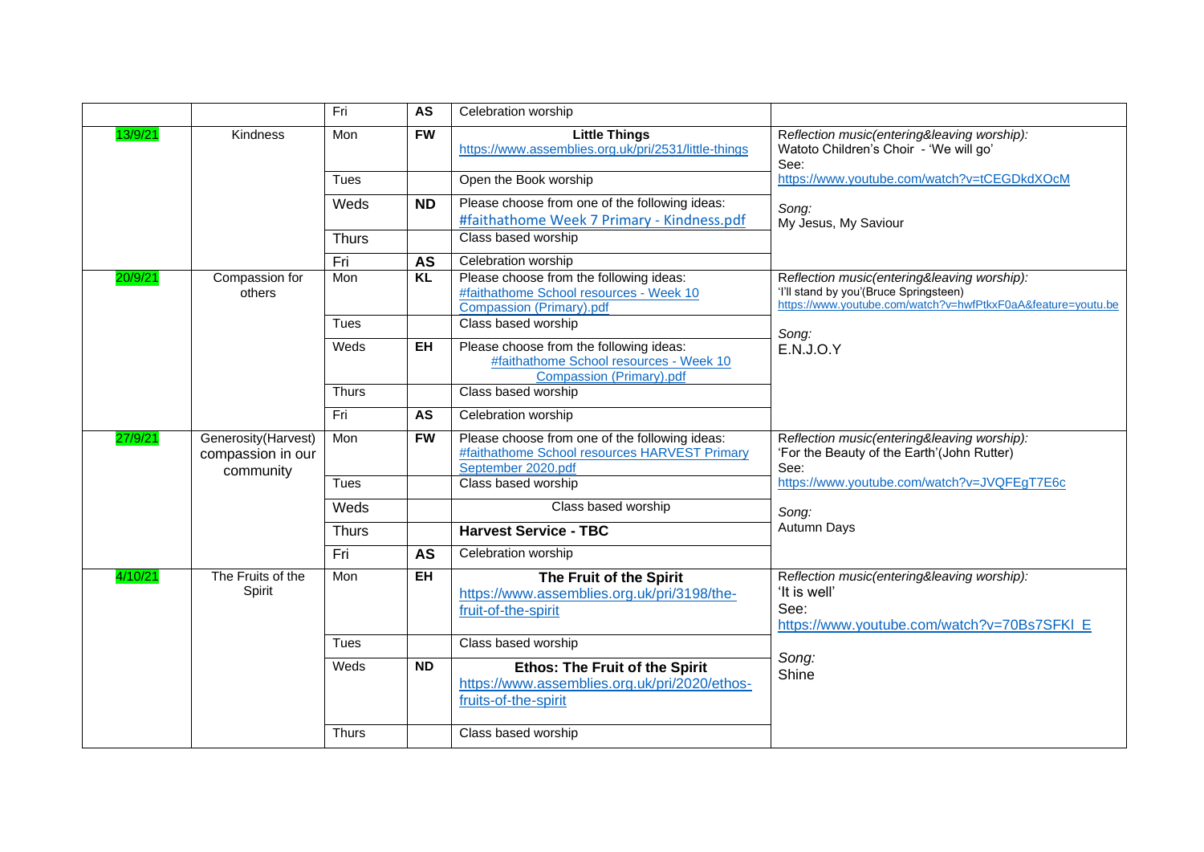| | | Fri | AS | Celebration worship | |
|---|---|---|---|---|---|
| 13/9/21 | Kindness | Mon | FW | **Little Things** https://www.assemblies.org.uk/pri/2531/little-things | *Reflection music(entering&leaving worship):* Watoto Children's Choir - 'We will go' See: https://www.youtube.com/watch?v=tCEGDkdXOcM *Song:* My Jesus, My Saviour |
| | | Tues | | Open the Book worship | |
| | | Weds | ND | Please choose from one of the following ideas: #faithathome Week 7 Primary - Kindness.pdf | |
| | | Thurs | | Class based worship | |
| | | Fri | AS | Celebration worship | |
| 20/9/21 | Compassion for others | Mon | KL | Please choose from the following ideas: #faithathome School resources - Week 10 Compassion (Primary).pdf | *Reflection music(entering&leaving worship):* 'I'll stand by you'(Bruce Springsteen) https://www.youtube.com/watch?v=hwfPtkxF0aA&feature=youtu.be *Song:* E.N.J.O.Y |
| | | Tues | | Class based worship | |
| | | Weds | EH | Please choose from the following ideas: #faithathome School resources - Week 10 Compassion (Primary).pdf | |
| | | Thurs | | Class based worship | |
| | | Fri | AS | Celebration worship | |
| 27/9/21 | Generosity(Harvest) compassion in our community | Mon | FW | Please choose from one of the following ideas: #faithathome School resources HARVEST Primary September 2020.pdf | *Reflection music(entering&leaving worship):* 'For the Beauty of the Earth'(John Rutter) See: https://www.youtube.com/watch?v=JVQFEgT7E6c *Song:* Autumn Days |
| | | Tues | | Class based worship | |
| | | Weds | | Class based worship | |
| | | Thurs | | **Harvest Service - TBC** | |
| | | Fri | AS | Celebration worship | |
| 4/10/21 | The Fruits of the Spirit | Mon | EH | **The Fruit of the Spirit** https://www.assemblies.org.uk/pri/3198/the-fruit-of-the-spirit | *Reflection music(entering&leaving worship):* 'It is well' See: https://www.youtube.com/watch?v=70Bs7SFKl_E *Song:* Shine |
| | | Tues | | Class based worship | |
| | | Weds | ND | **Ethos: The Fruit of the Spirit** https://www.assemblies.org.uk/pri/2020/ethos-fruits-of-the-spirit | |
| | | Thurs | | Class based worship | |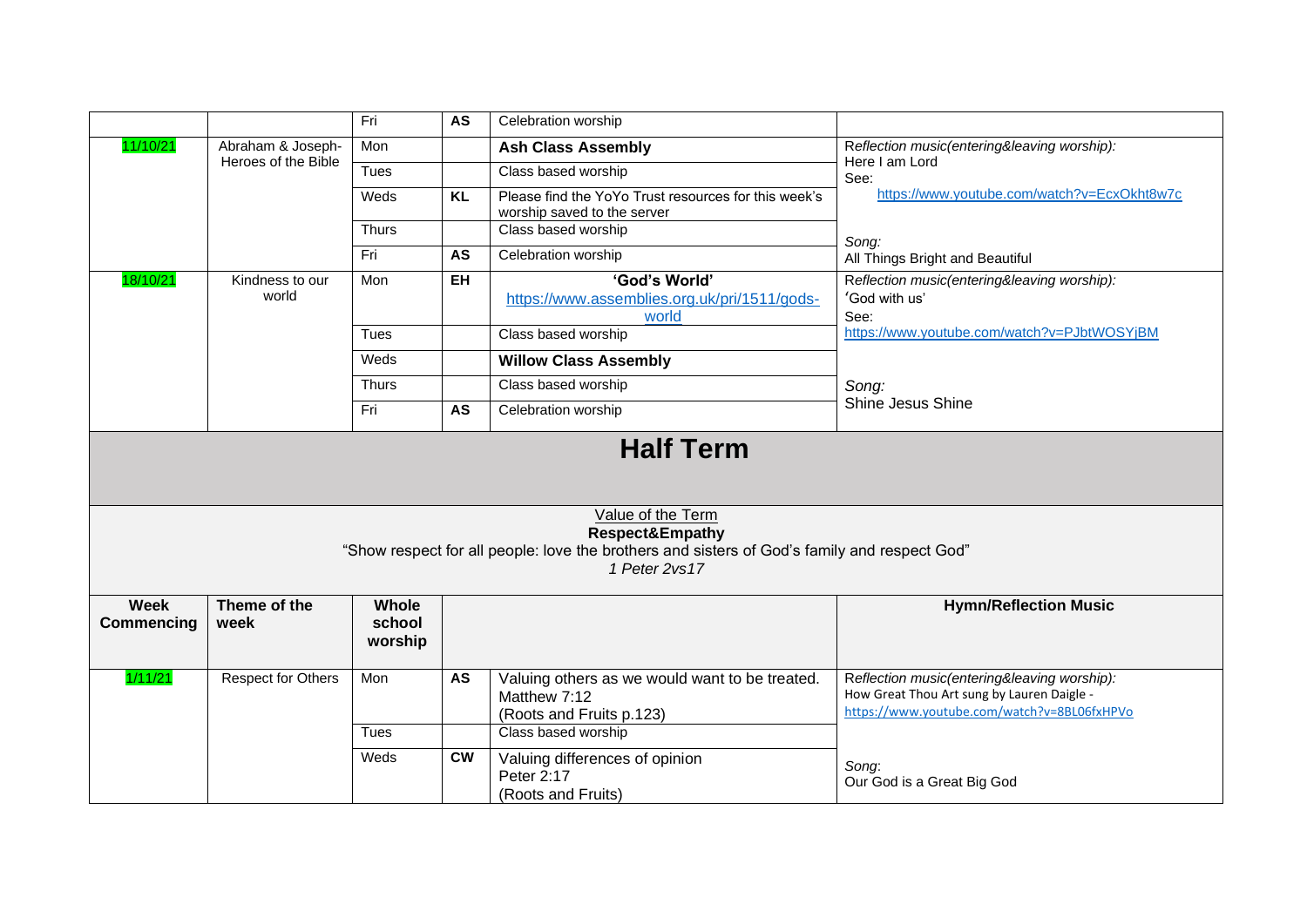| | | Fri | AS | Celebration worship | |
|---|---|---|---|---|---|
| 11/10/21 | Abraham & Joseph- Heroes of the Bible | Mon | | **Ash Class Assembly** | *Reflection music(entering&leaving worship):* Here I am Lord See: https://www.youtube.com/watch?v=EcxOkht8w7c *Song:* All Things Bright and Beautiful |
| | | Tues | | Class based worship | |
| | | Weds | **KL** | Please find the YoYo Trust resources for this week's worship saved to the server | |
| | | Thurs | | Class based worship | |
| | | Fri | **AS** | Celebration worship | |
| 18/10/21 | Kindness to our world | Mon | **EH** | **'God's World'** https://www.assemblies.org.uk/pri/1511/gods-world | *Reflection music(entering&leaving worship):* 'God with us' See: https://www.youtube.com/watch?v=PJbtWOSYjBM *Song:* Shine Jesus Shine |
| | | Tues | | Class based worship | |
| | | Weds | | **Willow Class Assembly** | |
| | | Thurs | | Class based worship | |
| | | Fri | **AS** | Celebration worship | |

# Half Term

Value of the Term

**Respect&Empathy**

"Show respect for all people: love the brothers and sisters of God's family and respect God"

*1 Peter 2vs17*

| Week Commencing | Theme of the week | Whole school worship | | | Hymn/Reflection Music |
|---|---|---|---|---|---|
| 1/11/21 | Respect for Others | Mon | **AS** | Valuing others as we would want to be treated. Matthew 7:12 (Roots and Fruits p.123) | *Reflection music(entering&leaving worship):* How Great Thou Art sung by Lauren Daigle - https://www.youtube.com/watch?v=8BL06fxHPVo *Song:* Our God is a Great Big God |
| | | Tues | | Class based worship | |
| | | Weds | **CW** | Valuing differences of opinion Peter 2:17 (Roots and Fruits) | |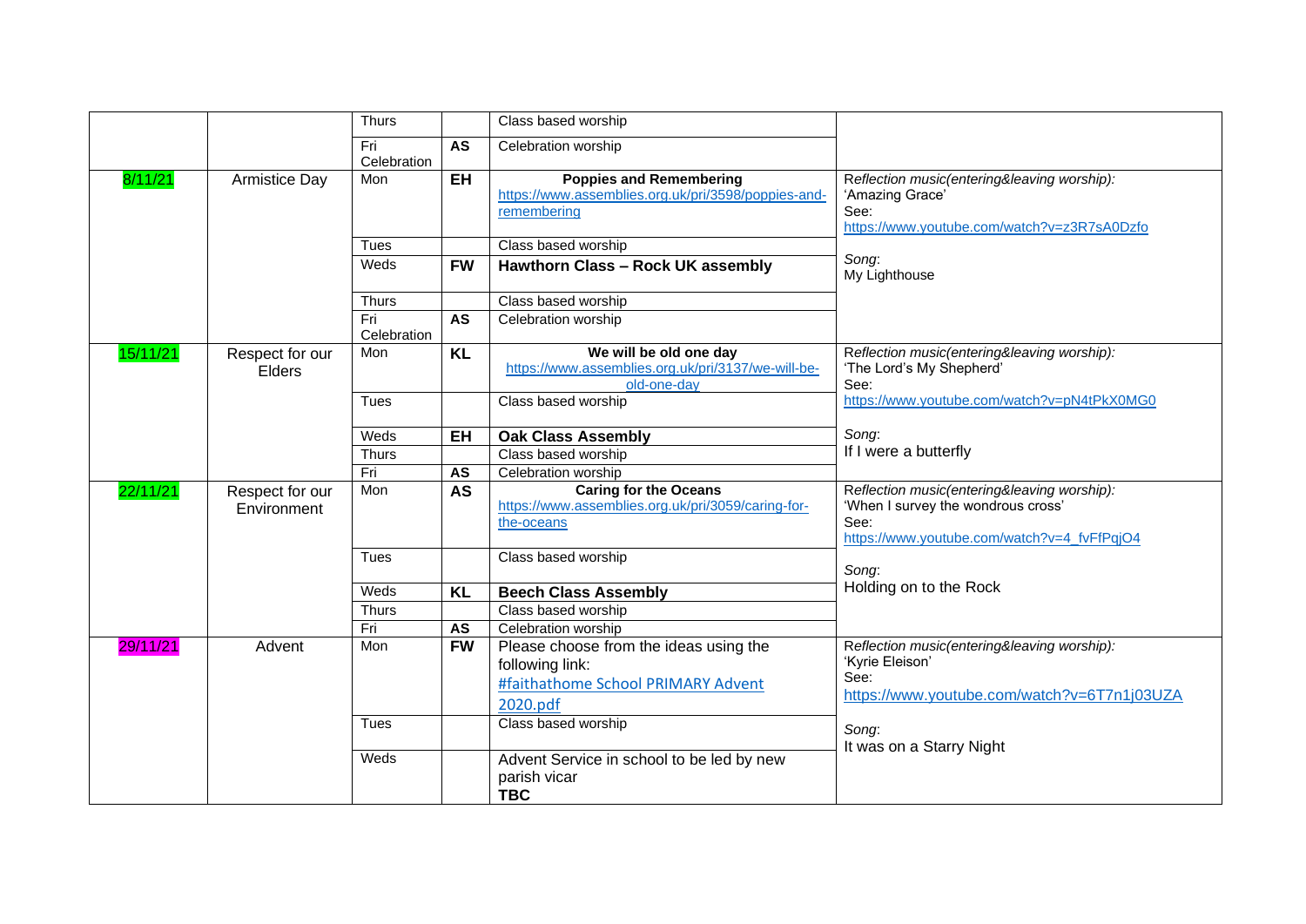| | | | | | |
|---|---|---|---|---|---|
| | | Thurs | | Class based worship | |
| | | Fri Celebration | **AS** | Celebration worship | |
| 8/11/21 | Armistice Day | Mon | **EH** | **Poppies and Remembering** https://www.assemblies.org.uk/pri/3598/poppies-and-remembering | *Reflection music(entering&leaving worship):* 'Amazing Grace' See: https://www.youtube.com/watch?v=z3R7sA0Dzfo<br><br>*Song*: My Lighthouse |
| | | Tues | | Class based worship | |
| | | Weds | **FW** | **Hawthorn Class – Rock UK assembly** | |
| | | Thurs | | Class based worship | |
| | | Fri Celebration | **AS** | Celebration worship | |
| 15/11/21 | Respect for our Elders | Mon | **KL** | **We will be old one day** https://www.assemblies.org.uk/pri/3137/we-will-be-old-one-day | *Reflection music(entering&leaving worship):* 'The Lord's My Shepherd' See: https://www.youtube.com/watch?v=pN4tPkX0MG0<br><br>*Song*: If I were a butterfly |
| | | Tues | | Class based worship | |
| | | Weds | **EH** | **Oak Class Assembly** | |
| | | Thurs | | Class based worship | |
| | | Fri | **AS** | Celebration worship | |
| 22/11/21 | Respect for our Environment | Mon | **AS** | **Caring for the Oceans** https://www.assemblies.org.uk/pri/3059/caring-for-the-oceans | *Reflection music(entering&leaving worship):* 'When I survey the wondrous cross' See: https://www.youtube.com/watch?v=4_fvFfPqjO4<br><br>*Song*: Holding on to the Rock |
| | | Tues | | Class based worship | |
| | | Weds | **KL** | **Beech Class Assembly** | |
| | | Thurs | | Class based worship | |
| | | Fri | **AS** | Celebration worship | |
| 29/11/21 | Advent | Mon | **FW** | Please choose from the ideas using the following link: #faithathome School PRIMARY Advent 2020.pdf | *Reflection music(entering&leaving worship):* 'Kyrie Eleison' See: https://www.youtube.com/watch?v=6T7n1j03UZA<br><br>*Song*: It was on a Starry Night |
| | | Tues | | Class based worship | |
| | | Weds | | Advent Service in school to be led by new parish vicar **TBC** | |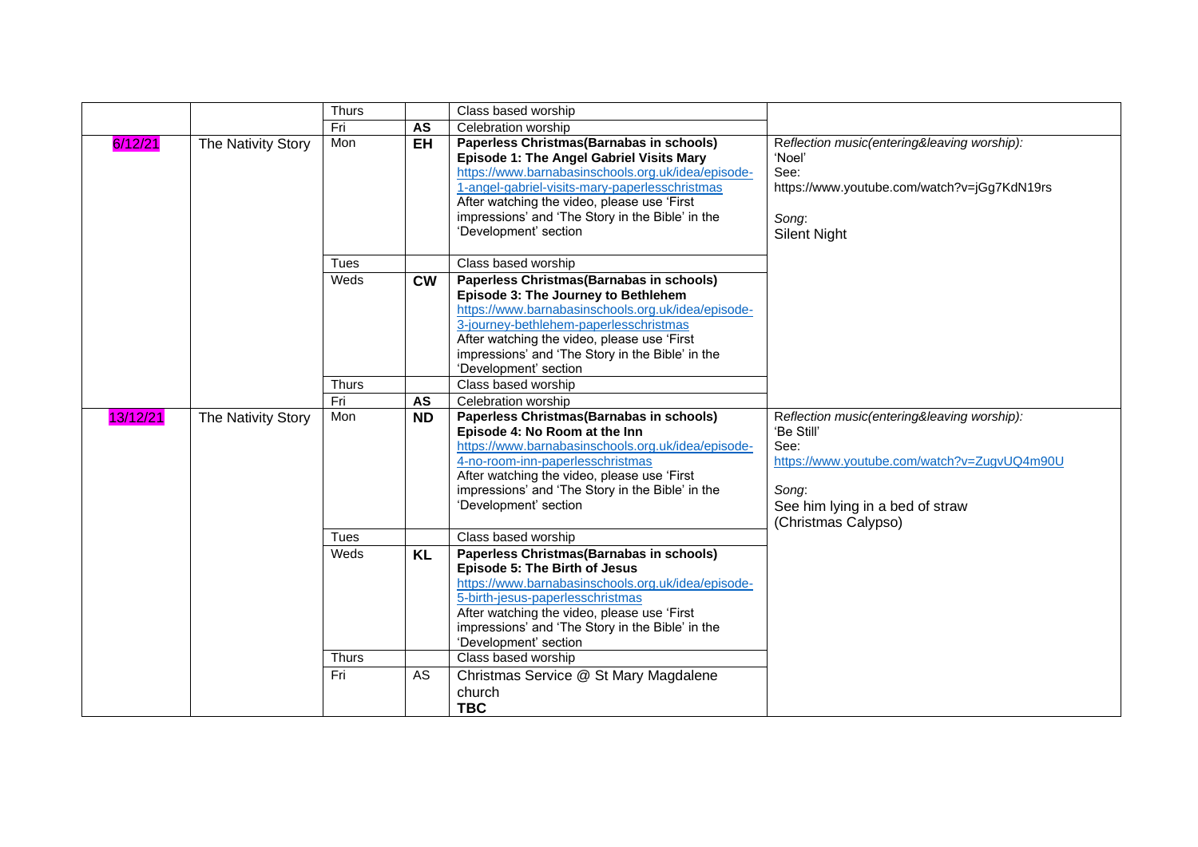|  |  | Thurs |  | Class based worship |  |
|---|---|---|---|---|---|
|  |  | Fri | **AS** | Celebration worship |  |
| 6/12/21 | The Nativity Story | Mon | **EH** | **Paperless Christmas(Barnabas in schools)** **Episode 1: The Angel Gabriel Visits Mary** https://www.barnabasinschools.org.uk/idea/episode-1-angel-gabriel-visits-mary-paperlesschristmas After watching the video, please use 'First impressions' and 'The Story in the Bible' in the 'Development' section | *Reflection music(entering&leaving worship):* 'Noel' See: https://www.youtube.com/watch?v=jGg7KdN19rs *Song*: Silent Night |
|  |  | Tues |  | Class based worship |  |
|  |  | Weds | **CW** | **Paperless Christmas(Barnabas in schools)** **Episode 3: The Journey to Bethlehem** https://www.barnabasinschools.org.uk/idea/episode-3-journey-bethlehem-paperlesschristmas After watching the video, please use 'First impressions' and 'The Story in the Bible' in the 'Development' section |  |
|  |  | Thurs |  | Class based worship |  |
|  |  | Fri | **AS** | Celebration worship |  |
| 13/12/21 | The Nativity Story | Mon | **ND** | **Paperless Christmas(Barnabas in schools)** **Episode 4: No Room at the Inn** https://www.barnabasinschools.org.uk/idea/episode-4-no-room-inn-paperlesschristmas After watching the video, please use 'First impressions' and 'The Story in the Bible' in the 'Development' section | *Reflection music(entering&leaving worship):* 'Be Still' See: https://www.youtube.com/watch?v=ZugvUQ4m90U *Song*: See him lying in a bed of straw (Christmas Calypso) |
|  |  | Tues |  | Class based worship |  |
|  |  | Weds | **KL** | **Paperless Christmas(Barnabas in schools)** **Episode 5: The Birth of Jesus** https://www.barnabasinschools.org.uk/idea/episode-5-birth-jesus-paperlesschristmas After watching the video, please use 'First impressions' and 'The Story in the Bible' in the 'Development' section |  |
|  |  | Thurs |  | Class based worship |  |
|  |  | Fri | AS | Christmas Service @ St Mary Magdalene church **TBC** |  |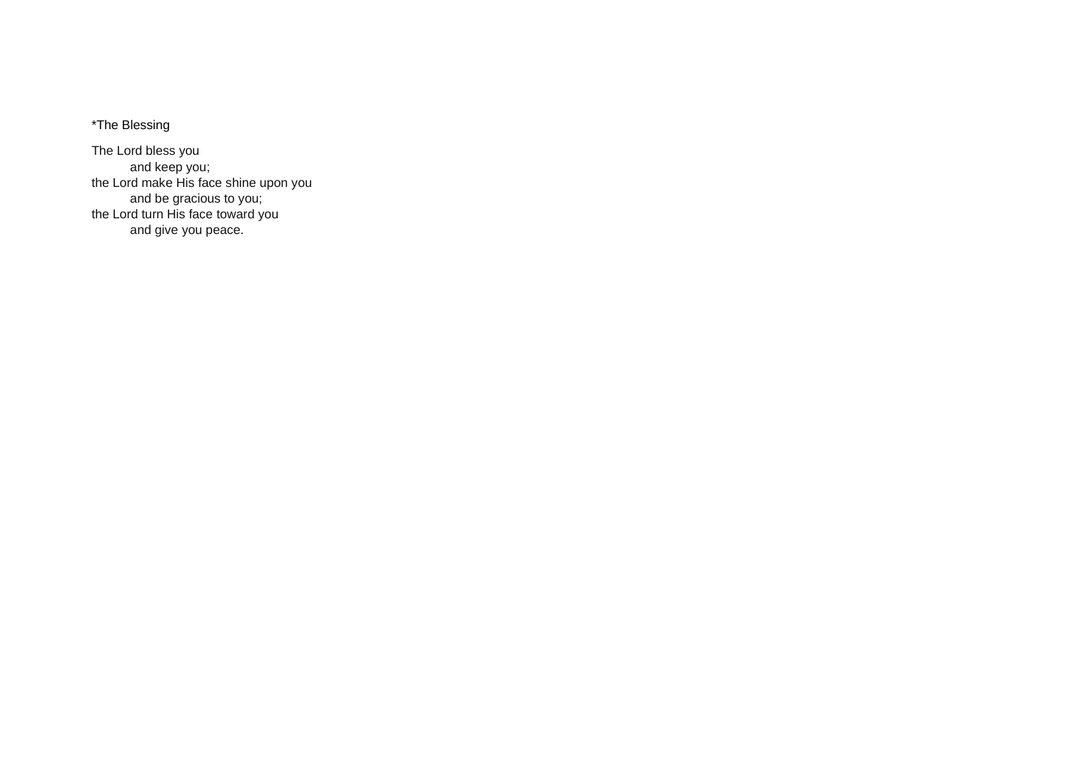*The Blessing

The Lord bless you  
    and keep you;  
the Lord make His face shine upon you  
    and be gracious to you;  
the Lord turn His face toward you  
    and give you peace.